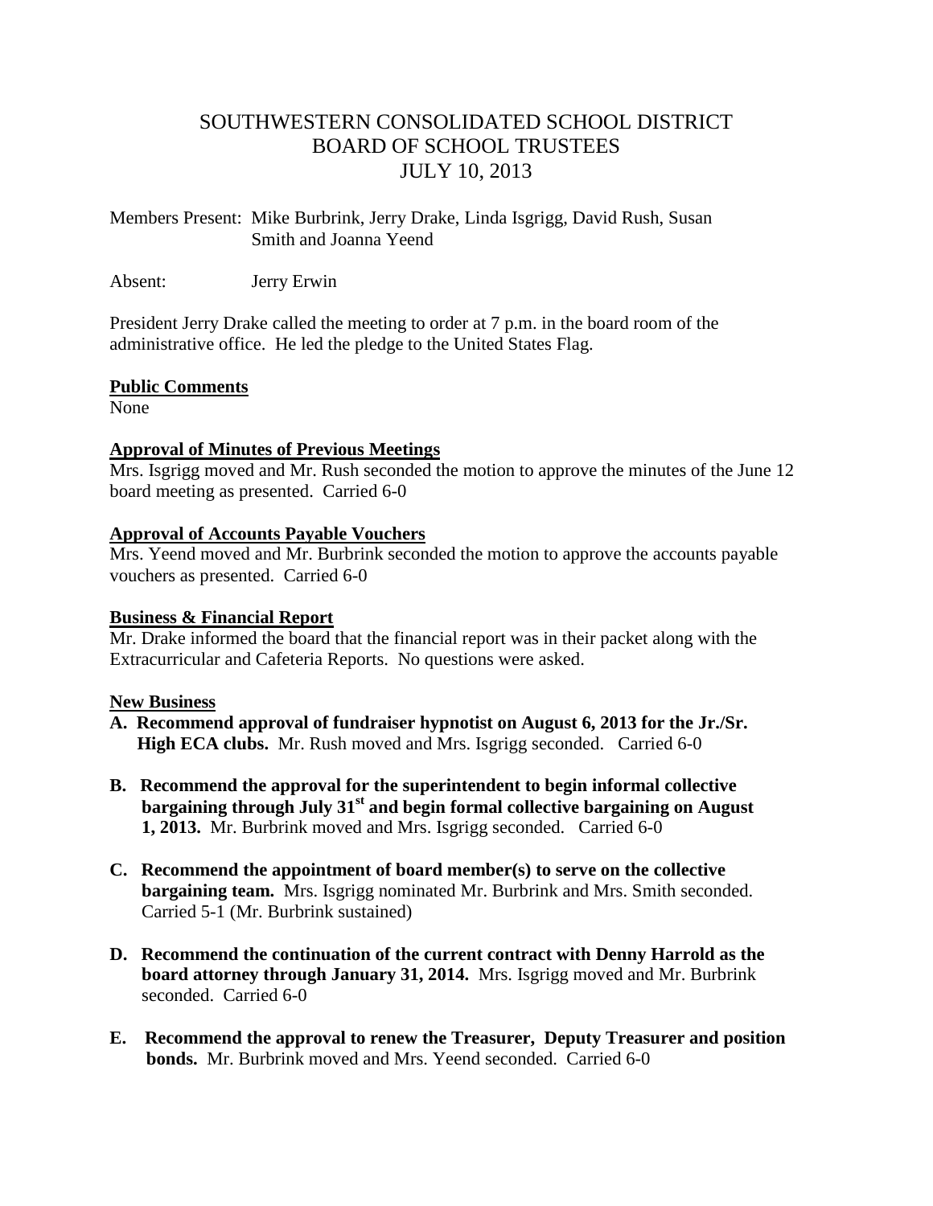# SOUTHWESTERN CONSOLIDATED SCHOOL DISTRICT
# BOARD OF SCHOOL TRUSTEES
# JULY 10, 2013

Members Present: Mike Burbrink, Jerry Drake, Linda Isgrigg, David Rush, Susan Smith and Joanna Yeend

Absent: Jerry Erwin

President Jerry Drake called the meeting to order at 7 p.m. in the board room of the administrative office. He led the pledge to the United States Flag.

**Public Comments**

None

**Approval of Minutes of Previous Meetings**

Mrs. Isgrigg moved and Mr. Rush seconded the motion to approve the minutes of the June 12 board meeting as presented. Carried 6-0

**Approval of Accounts Payable Vouchers**

Mrs. Yeend moved and Mr. Burbrink seconded the motion to approve the accounts payable vouchers as presented. Carried 6-0

**Business & Financial Report**

Mr. Drake informed the board that the financial report was in their packet along with the Extracurricular and Cafeteria Reports. No questions were asked.

**New Business**

**A. Recommend approval of fundraiser hypnotist on August 6, 2013 for the Jr./Sr. High ECA clubs.** Mr. Rush moved and Mrs. Isgrigg seconded. Carried 6-0

**B. Recommend the approval for the superintendent to begin informal collective bargaining through July 31st and begin formal collective bargaining on August 1, 2013.** Mr. Burbrink moved and Mrs. Isgrigg seconded. Carried 6-0

**C. Recommend the appointment of board member(s) to serve on the collective bargaining team.** Mrs. Isgrigg nominated Mr. Burbrink and Mrs. Smith seconded. Carried 5-1 (Mr. Burbrink sustained)

**D. Recommend the continuation of the current contract with Denny Harrold as the board attorney through January 31, 2014.** Mrs. Isgrigg moved and Mr. Burbrink seconded. Carried 6-0

**E. Recommend the approval to renew the Treasurer, Deputy Treasurer and position bonds.** Mr. Burbrink moved and Mrs. Yeend seconded. Carried 6-0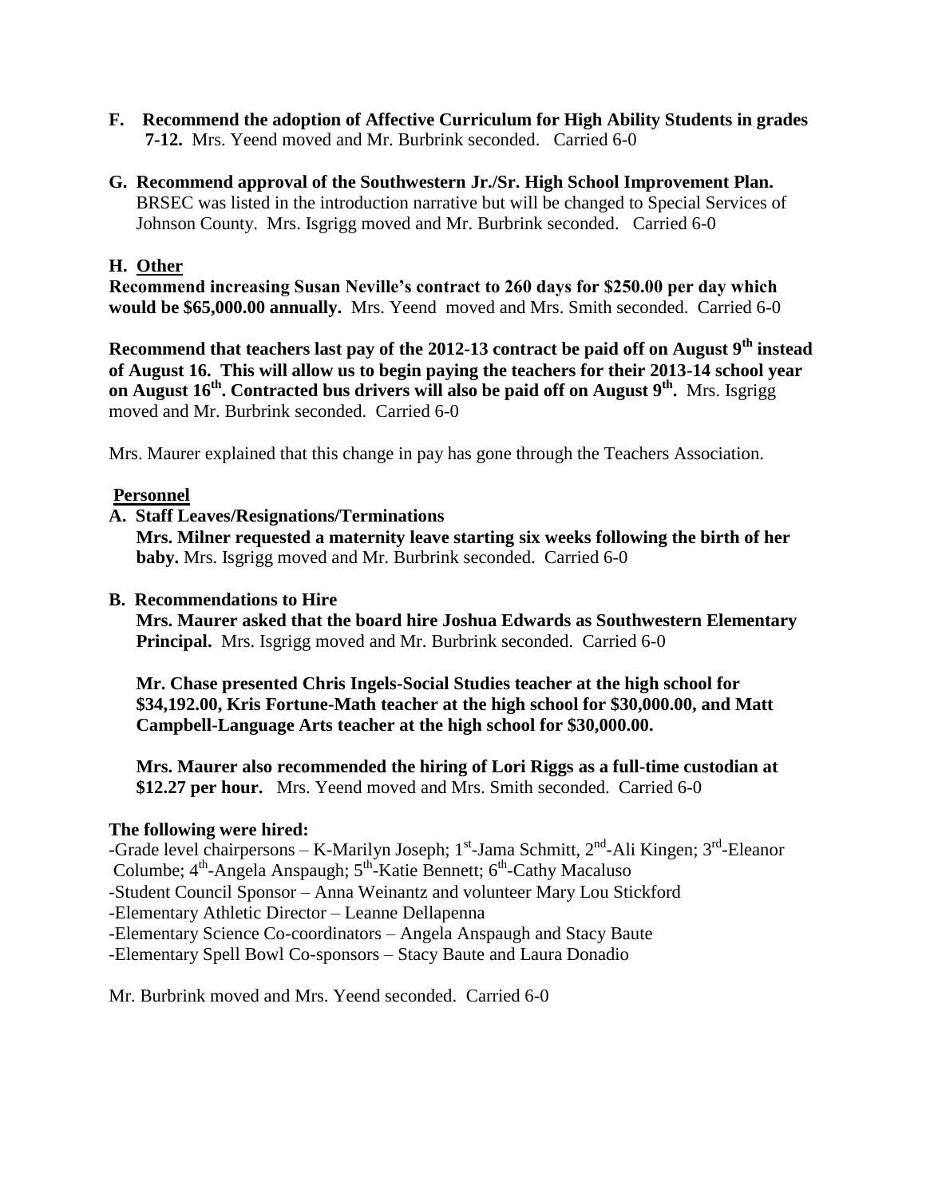**F. Recommend the adoption of Affective Curriculum for High Ability Students in grades 7-12.** Mrs. Yeend moved and Mr. Burbrink seconded. Carried 6-0

**G. Recommend approval of the Southwestern Jr./Sr. High School Improvement Plan.** BRSEC was listed in the introduction narrative but will be changed to Special Services of Johnson County. Mrs. Isgrigg moved and Mr. Burbrink seconded. Carried 6-0

**H. Other**

**Recommend increasing Susan Neville's contract to 260 days for $250.00 per day which would be $65,000.00 annually.** Mrs. Yeend moved and Mrs. Smith seconded. Carried 6-0

**Recommend that teachers last pay of the 2012-13 contract be paid off on August 9th instead of August 16. This will allow us to begin paying the teachers for their 2013-14 school year on August 16th. Contracted bus drivers will also be paid off on August 9th.** Mrs. Isgrigg moved and Mr. Burbrink seconded. Carried 6-0

Mrs. Maurer explained that this change in pay has gone through the Teachers Association.

**Personnel**

**A. Staff Leaves/Resignations/Terminations**

**Mrs. Milner requested a maternity leave starting six weeks following the birth of her baby.** Mrs. Isgrigg moved and Mr. Burbrink seconded. Carried 6-0

**B. Recommendations to Hire**

**Mrs. Maurer asked that the board hire Joshua Edwards as Southwestern Elementary Principal.** Mrs. Isgrigg moved and Mr. Burbrink seconded. Carried 6-0

**Mr. Chase presented Chris Ingels-Social Studies teacher at the high school for $34,192.00, Kris Fortune-Math teacher at the high school for $30,000.00, and Matt Campbell-Language Arts teacher at the high school for $30,000.00.**

**Mrs. Maurer also recommended the hiring of Lori Riggs as a full-time custodian at $12.27 per hour.** Mrs. Yeend moved and Mrs. Smith seconded. Carried 6-0

**The following were hired:**

-Grade level chairpersons – K-Marilyn Joseph; 1st-Jama Schmitt, 2nd-Ali Kingen; 3rd-Eleanor Columbe; 4th-Angela Anspaugh; 5th-Katie Bennett; 6th-Cathy Macaluso
-Student Council Sponsor – Anna Weinantz and volunteer Mary Lou Stickford
-Elementary Athletic Director – Leanne Dellapenna
-Elementary Science Co-coordinators – Angela Anspaugh and Stacy Baute
-Elementary Spell Bowl Co-sponsors – Stacy Baute and Laura Donadio

Mr. Burbrink moved and Mrs. Yeend seconded. Carried 6-0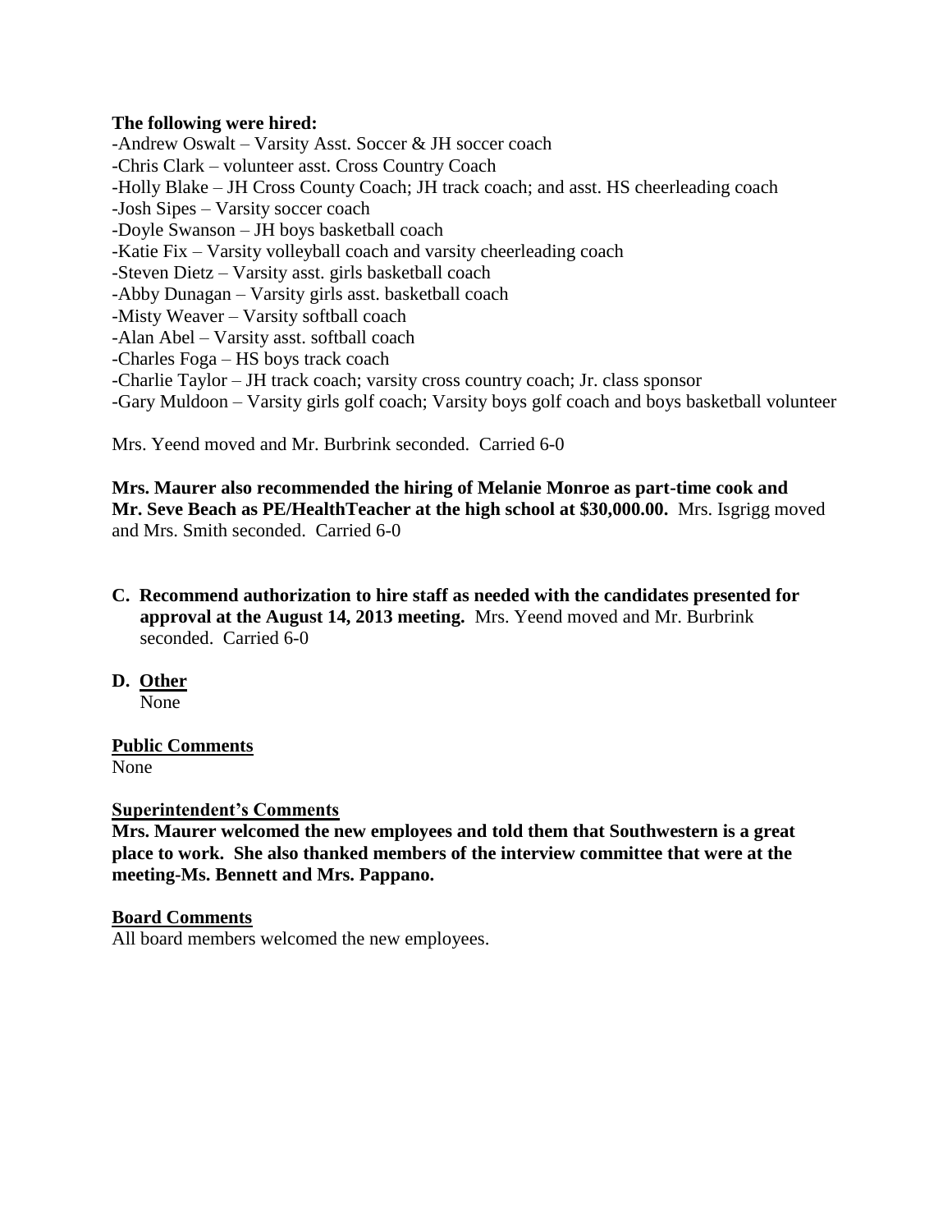**The following were hired:**

-Andrew Oswalt – Varsity Asst. Soccer & JH soccer coach
-Chris Clark – volunteer asst. Cross Country Coach
-Holly Blake – JH Cross County Coach; JH track coach; and asst. HS cheerleading coach
-Josh Sipes – Varsity soccer coach
-Doyle Swanson – JH boys basketball coach
-Katie Fix – Varsity volleyball coach and varsity cheerleading coach
-Steven Dietz – Varsity asst. girls basketball coach
-Abby Dunagan – Varsity girls asst. basketball coach
-Misty Weaver – Varsity softball coach
-Alan Abel – Varsity asst. softball coach
-Charles Foga – HS boys track coach
-Charlie Taylor – JH track coach; varsity cross country coach; Jr. class sponsor
-Gary Muldoon – Varsity girls golf coach; Varsity boys golf coach and boys basketball volunteer

Mrs. Yeend moved and Mr. Burbrink seconded. Carried 6-0

**Mrs. Maurer also recommended the hiring of Melanie Monroe as part-time cook and Mr. Seve Beach as PE/HealthTeacher at the high school at $30,000.00.** Mrs. Isgrigg moved and Mrs. Smith seconded. Carried 6-0

**C. Recommend authorization to hire staff as needed with the candidates presented for approval at the August 14, 2013 meeting.** Mrs. Yeend moved and Mr. Burbrink seconded. Carried 6-0

**D. Other**

None

**Public Comments**

None

**Superintendent's Comments**

**Mrs. Maurer welcomed the new employees and told them that Southwestern is a great place to work. She also thanked members of the interview committee that were at the meeting-Ms. Bennett and Mrs. Pappano.**

**Board Comments**

All board members welcomed the new employees.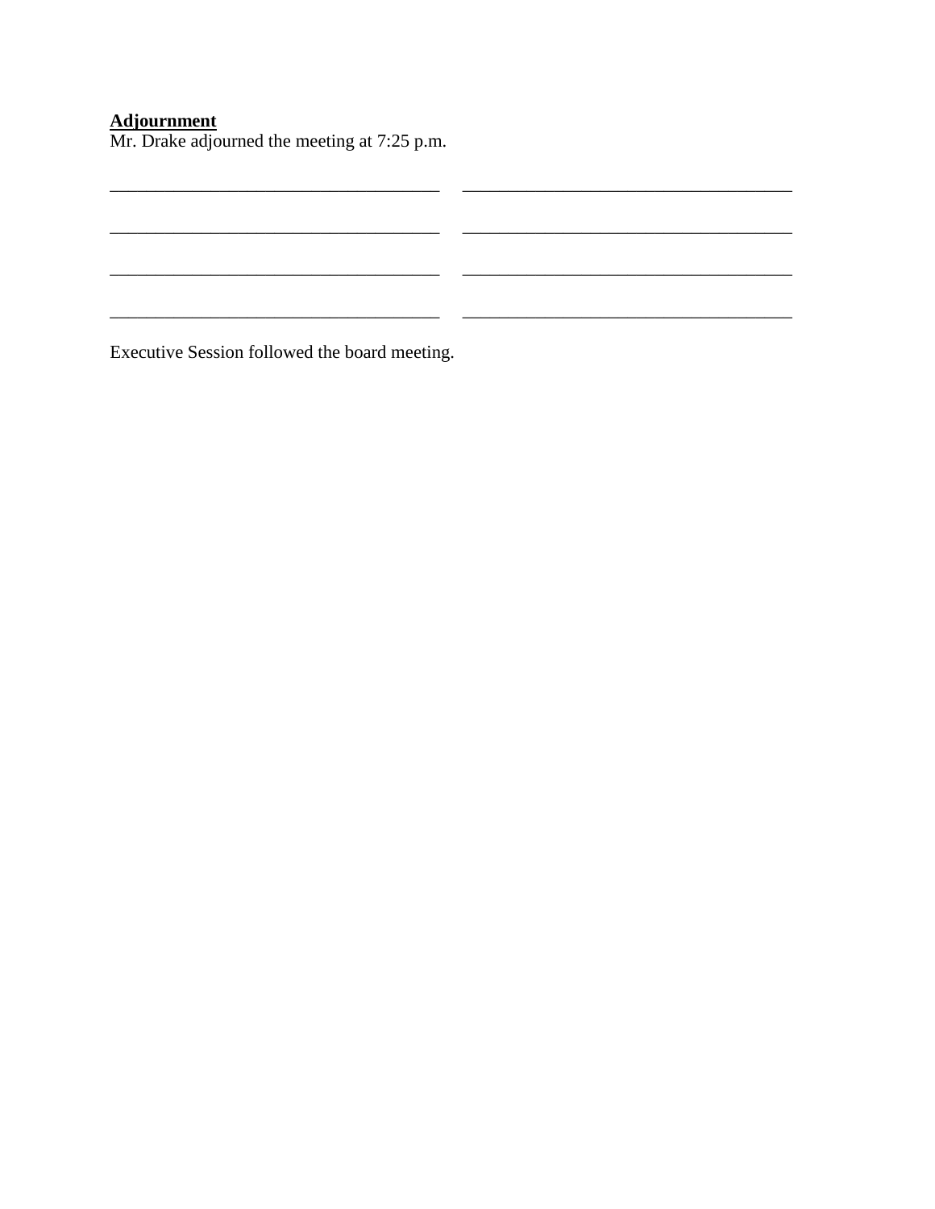**Adjournment**
Mr. Drake adjourned the meeting at 7:25 p.m.

\_\_\_\_\_\_\_\_\_\_\_\_\_\_\_\_\_\_\_\_\_\_\_\_\_\_\_\_\_\_\_\_\_\_\_\_ \_\_\_\_\_\_\_\_\_\_\_\_\_\_\_\_\_\_\_\_\_\_\_\_\_\_\_\_\_\_\_\_\_\_\_\_

\_\_\_\_\_\_\_\_\_\_\_\_\_\_\_\_\_\_\_\_\_\_\_\_\_\_\_\_\_\_\_\_\_\_\_\_ \_\_\_\_\_\_\_\_\_\_\_\_\_\_\_\_\_\_\_\_\_\_\_\_\_\_\_\_\_\_\_\_\_\_\_\_

\_\_\_\_\_\_\_\_\_\_\_\_\_\_\_\_\_\_\_\_\_\_\_\_\_\_\_\_\_\_\_\_\_\_\_\_ \_\_\_\_\_\_\_\_\_\_\_\_\_\_\_\_\_\_\_\_\_\_\_\_\_\_\_\_\_\_\_\_\_\_\_\_

\_\_\_\_\_\_\_\_\_\_\_\_\_\_\_\_\_\_\_\_\_\_\_\_\_\_\_\_\_\_\_\_\_\_\_\_ \_\_\_\_\_\_\_\_\_\_\_\_\_\_\_\_\_\_\_\_\_\_\_\_\_\_\_\_\_\_\_\_\_\_\_\_

Executive Session followed the board meeting.